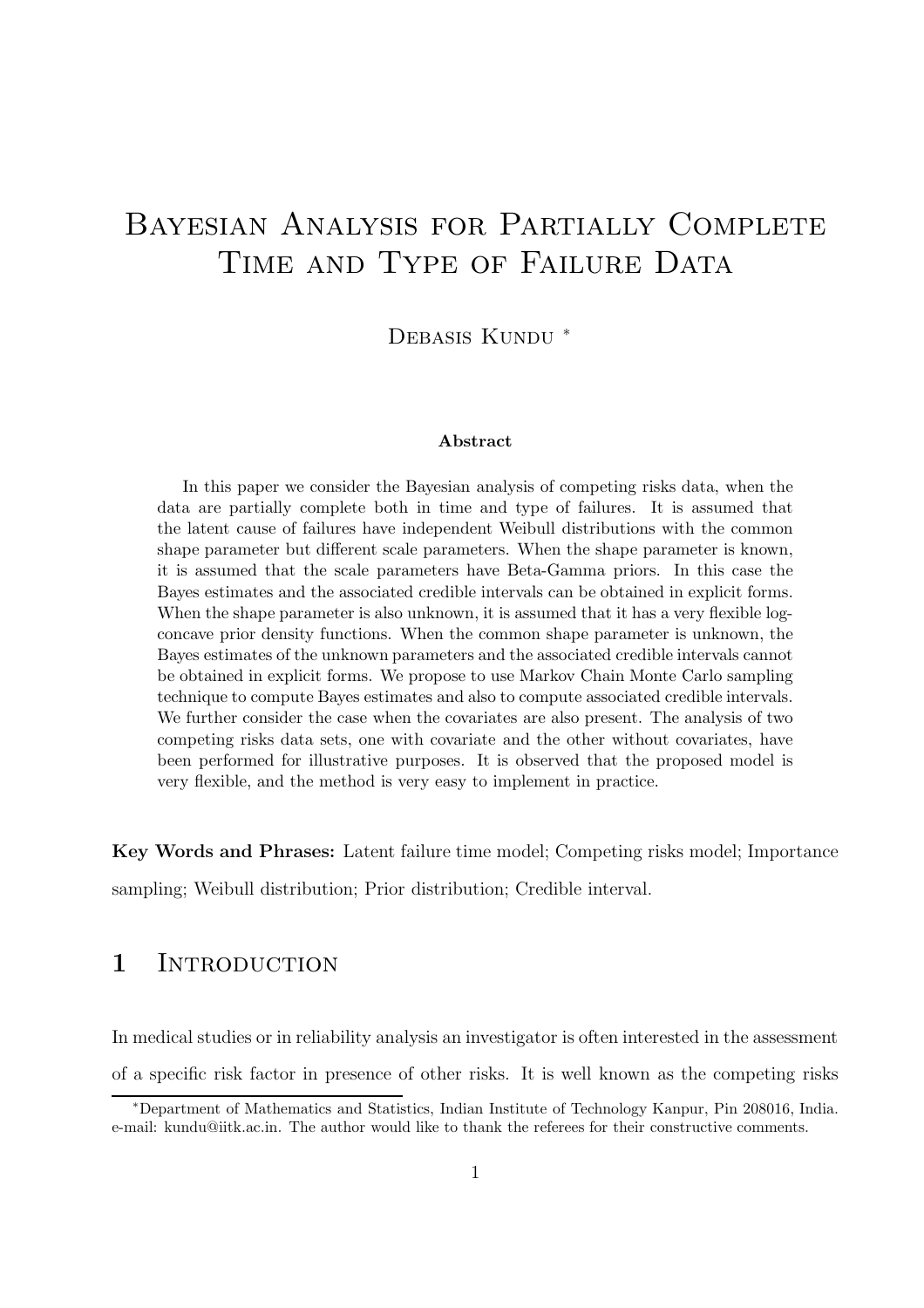# Bayesian Analysis for Partially Complete Time and Type of Failure Data

Debasis Kundu [*]

**Abstract**

In this paper we consider the Bayesian analysis of competing risks data, when the data are partially complete both in time and type of failures. It is assumed that the latent cause of failures have independent Weibull distributions with the common shape parameter but different scale parameters. When the shape parameter is known, it is assumed that the scale parameters have Beta-Gamma priors. In this case the Bayes estimates and the associated credible intervals can be obtained in explicit forms. When the shape parameter is also unknown, it is assumed that it has a very flexible log-concave prior density functions. When the common shape parameter is unknown, the Bayes estimates of the unknown parameters and the associated credible intervals cannot be obtained in explicit forms. We propose to use Markov Chain Monte Carlo sampling technique to compute Bayes estimates and also to compute associated credible intervals. We further consider the case when the covariates are also present. The analysis of two competing risks data sets, one with covariate and the other without covariates, have been performed for illustrative purposes. It is observed that the proposed model is very flexible, and the method is very easy to implement in practice.

**Key Words and Phrases:** Latent failure time model; Competing risks model; Importance sampling; Weibull distribution; Prior distribution; Credible interval.

## 1 Introduction

In medical studies or in reliability analysis an investigator is often interested in the assessment of a specific risk factor in presence of other risks. It is well known as the competing risks

[*] Department of Mathematics and Statistics, Indian Institute of Technology Kanpur, Pin 208016, India. e-mail: kundu@iitk.ac.in. The author would like to thank the referees for their constructive comments.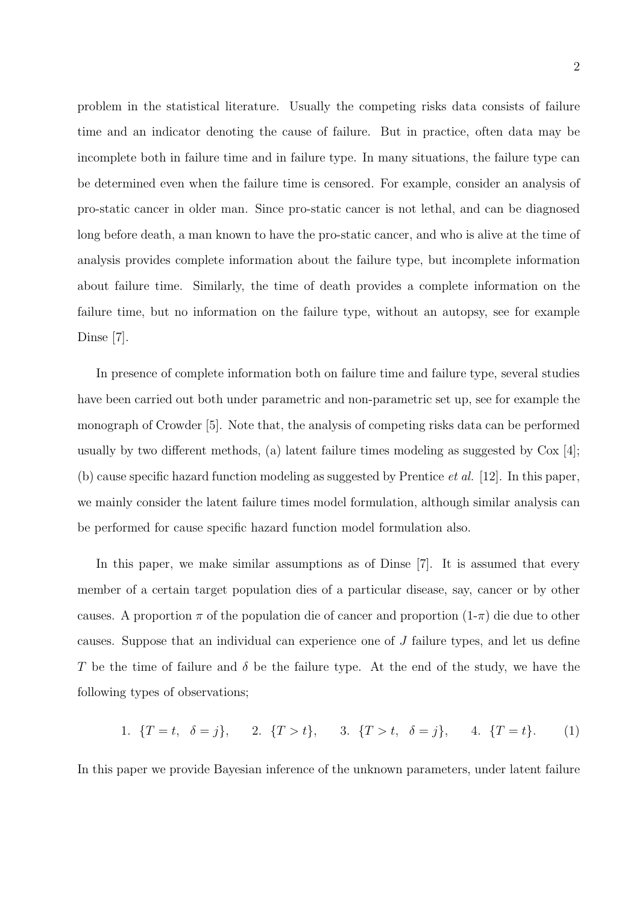problem in the statistical literature. Usually the competing risks data consists of failure time and an indicator denoting the cause of failure. But in practice, often data may be incomplete both in failure time and in failure type. In many situations, the failure type can be determined even when the failure time is censored. For example, consider an analysis of pro-static cancer in older man. Since pro-static cancer is not lethal, and can be diagnosed long before death, a man known to have the pro-static cancer, and who is alive at the time of analysis provides complete information about the failure type, but incomplete information about failure time. Similarly, the time of death provides a complete information on the failure time, but no information on the failure type, without an autopsy, see for example Dinse [7].

In presence of complete information both on failure time and failure type, several studies have been carried out both under parametric and non-parametric set up, see for example the monograph of Crowder [5]. Note that, the analysis of competing risks data can be performed usually by two different methods, (a) latent failure times modeling as suggested by Cox [4]; (b) cause specific hazard function modeling as suggested by Prentice *et al.* [12]. In this paper, we mainly consider the latent failure times model formulation, although similar analysis can be performed for cause specific hazard function model formulation also.

In this paper, we make similar assumptions as of Dinse [7]. It is assumed that every member of a certain target population dies of a particular disease, say, cancer or by other causes. A proportion $\pi$ of the population die of cancer and proportion (1-$\pi$) die due to other causes. Suppose that an individual can experience one of $J$ failure types, and let us define $T$ be the time of failure and $\delta$ be the failure type. At the end of the study, we have the following types of observations;

$$1.\ \{T = t,\ \ \delta = j\}, \qquad 2.\ \{T > t\}, \qquad 3.\ \{T > t,\ \ \delta = j\}, \qquad 4.\ \{T = t\}. \tag{1}$$

In this paper we provide Bayesian inference of the unknown parameters, under latent failure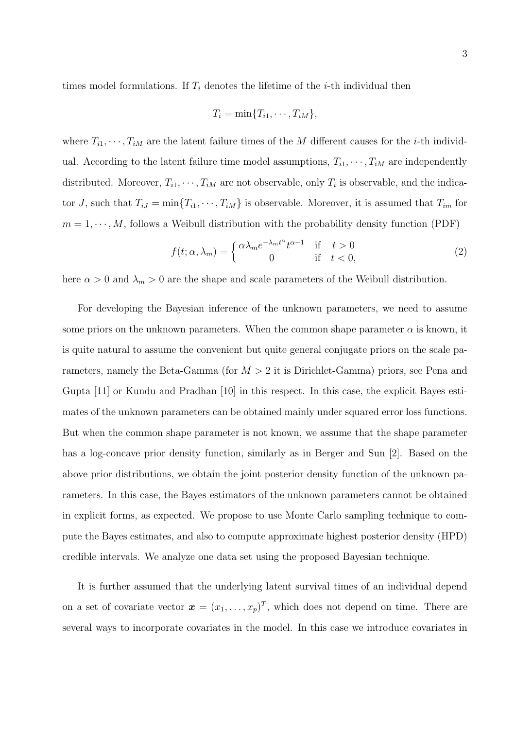times model formulations. If $T_i$ denotes the lifetime of the $i$-th individual then

$$T_i = \min\{T_{i1}, \cdots, T_{iM}\},$$

where $T_{i1}, \cdots, T_{iM}$ are the latent failure times of the $M$ different causes for the $i$-th individual. According to the latent failure time model assumptions, $T_{i1}, \cdots, T_{iM}$ are independently distributed. Moreover, $T_{i1}, \cdots, T_{iM}$ are not observable, only $T_i$ is observable, and the indicator $J$, such that $T_{iJ} = \min\{T_{i1}, \cdots, T_{iM}\}$ is observable. Moreover, it is assumed that $T_{im}$ for $m = 1, \cdots, M$, follows a Weibull distribution with the probability density function (PDF)

$$f(t; \alpha, \lambda_m) = \begin{cases} \alpha \lambda_m e^{-\lambda_m t^\alpha} t^{\alpha - 1} & \text{if} \quad t > 0 \\ 0 & \text{if} \quad t < 0, \end{cases} \tag{2}$$

here $\alpha > 0$ and $\lambda_m > 0$ are the shape and scale parameters of the Weibull distribution.

For developing the Bayesian inference of the unknown parameters, we need to assume some priors on the unknown parameters. When the common shape parameter $\alpha$ is known, it is quite natural to assume the convenient but quite general conjugate priors on the scale parameters, namely the Beta-Gamma (for $M > 2$ it is Dirichlet-Gamma) priors, see Pena and Gupta [11] or Kundu and Pradhan [10] in this respect. In this case, the explicit Bayes estimates of the unknown parameters can be obtained mainly under squared error loss functions. But when the common shape parameter is not known, we assume that the shape parameter has a log-concave prior density function, similarly as in Berger and Sun [2]. Based on the above prior distributions, we obtain the joint posterior density function of the unknown parameters. In this case, the Bayes estimators of the unknown parameters cannot be obtained in explicit forms, as expected. We propose to use Monte Carlo sampling technique to compute the Bayes estimates, and also to compute approximate highest posterior density (HPD) credible intervals. We analyze one data set using the proposed Bayesian technique.

It is further assumed that the underlying latent survival times of an individual depend on a set of covariate vector $\boldsymbol{x} = (x_1, \ldots, x_p)^T$, which does not depend on time. There are several ways to incorporate covariates in the model. In this case we introduce covariates in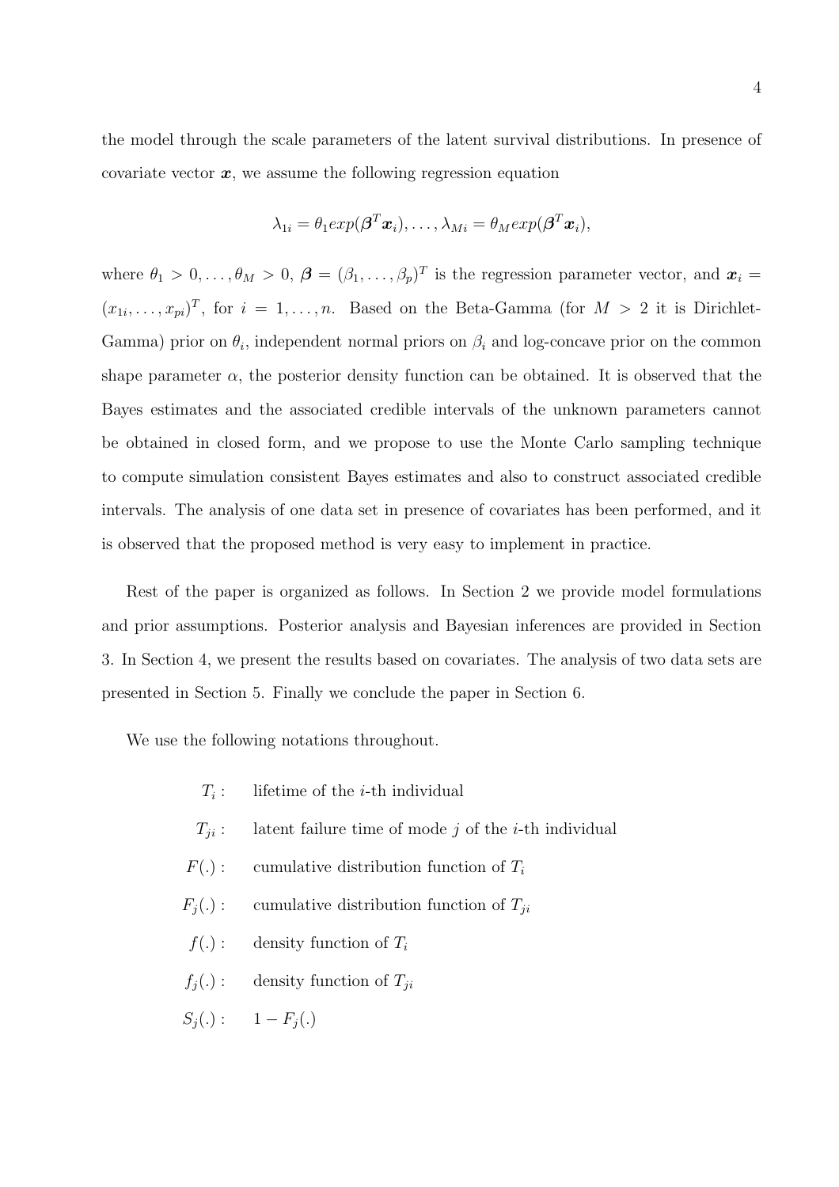the model through the scale parameters of the latent survival distributions. In presence of covariate vector $\boldsymbol{x}$, we assume the following regression equation

$$\lambda_{1i} = \theta_1 exp(\boldsymbol{\beta}^T \boldsymbol{x}_i), \ldots, \lambda_{Mi} = \theta_M exp(\boldsymbol{\beta}^T \boldsymbol{x}_i),$$

where $\theta_1 > 0, \ldots, \theta_M > 0$, $\boldsymbol{\beta} = (\beta_1, \ldots, \beta_p)^T$ is the regression parameter vector, and $\boldsymbol{x}_i = (x_{1i}, \ldots, x_{pi})^T$, for $i = 1, \ldots, n$. Based on the Beta-Gamma (for $M > 2$ it is Dirichlet-Gamma) prior on $\theta_i$, independent normal priors on $\beta_i$ and log-concave prior on the common shape parameter $\alpha$, the posterior density function can be obtained. It is observed that the Bayes estimates and the associated credible intervals of the unknown parameters cannot be obtained in closed form, and we propose to use the Monte Carlo sampling technique to compute simulation consistent Bayes estimates and also to construct associated credible intervals. The analysis of one data set in presence of covariates has been performed, and it is observed that the proposed method is very easy to implement in practice.

Rest of the paper is organized as follows. In Section 2 we provide model formulations and prior assumptions. Posterior analysis and Bayesian inferences are provided in Section 3. In Section 4, we present the results based on covariates. The analysis of two data sets are presented in Section 5. Finally we conclude the paper in Section 6.

We use the following notations throughout.

- $T_i$ : lifetime of the $i$-th individual
- $T_{ji}$ : latent failure time of mode $j$ of the $i$-th individual
- $F(.)$ : cumulative distribution function of $T_i$
- $F_j(.)$ : cumulative distribution function of $T_{ji}$
- $f(.)$ : density function of $T_i$
- $f_j(.)$ : density function of $T_{ji}$
- $S_j(.)$ : $1 - F_j(.)$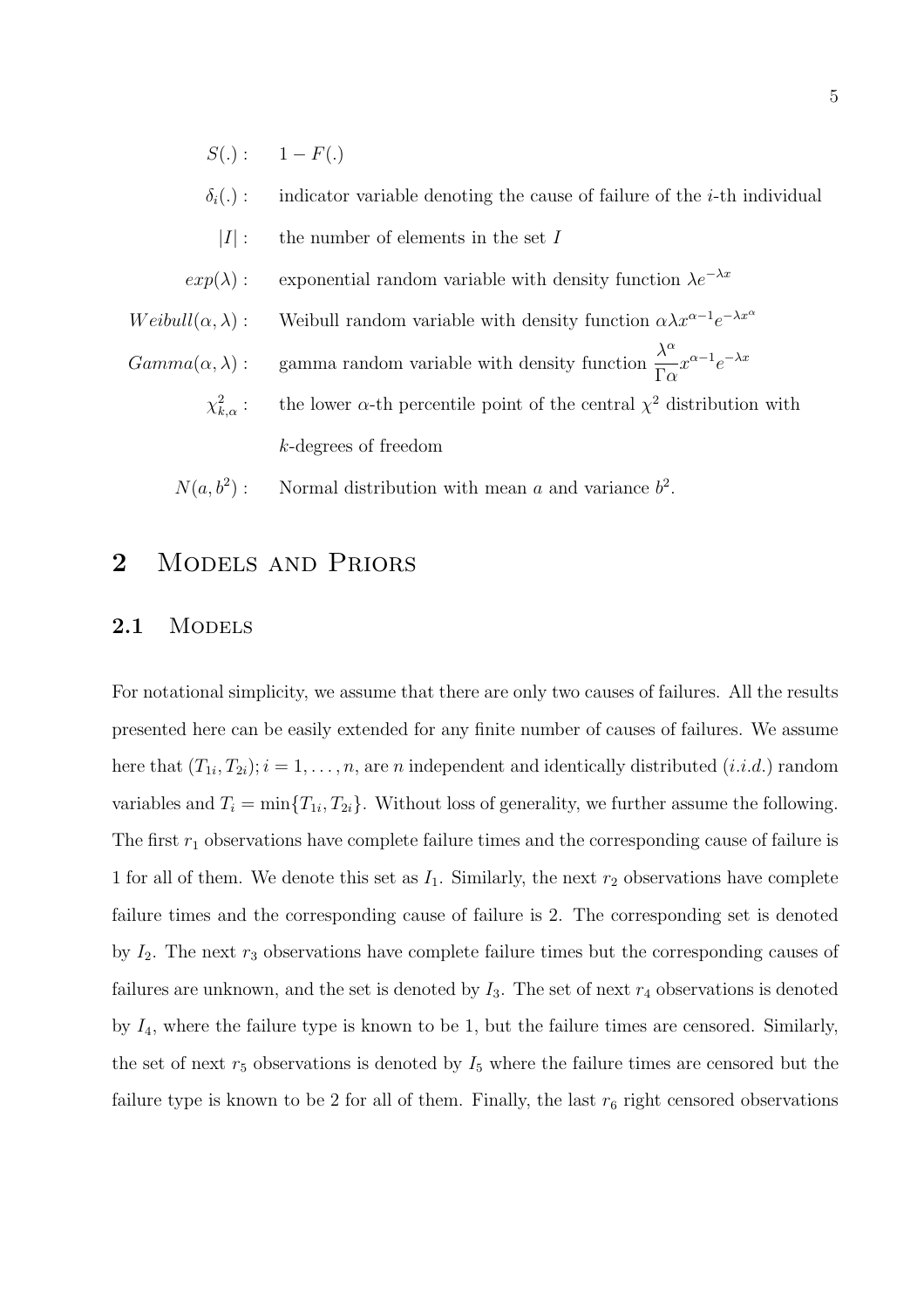$S(.)$ : $1 - F(.)$

$\delta_i(.)$ : indicator variable denoting the cause of failure of the $i$-th individual

$|I|$ : the number of elements in the set $I$

$exp(\lambda)$ : exponential random variable with density function $\lambda e^{-\lambda x}$

$Weibull(\alpha, \lambda)$ : Weibull random variable with density function $\alpha \lambda x^{\alpha-1} e^{-\lambda x^{\alpha}}$

$Gamma(\alpha, \lambda)$ : gamma random variable with density function $\dfrac{\lambda^{\alpha}}{\Gamma \alpha} x^{\alpha-1} e^{-\lambda x}$

$\chi^2_{k,\alpha}$ : the lower $\alpha$-th percentile point of the central $\chi^2$ distribution with $k$-degrees of freedom

$N(a, b^2)$ : Normal distribution with mean $a$ and variance $b^2$.

## 2 Models and Priors

### 2.1 Models

For notational simplicity, we assume that there are only two causes of failures. All the results presented here can be easily extended for any finite number of causes of failures. We assume here that $(T_{1i}, T_{2i}); i = 1, \ldots, n$, are $n$ independent and identically distributed (*i.i.d.*) random variables and $T_i = \min\{T_{1i}, T_{2i}\}$. Without loss of generality, we further assume the following. The first $r_1$ observations have complete failure times and the corresponding cause of failure is 1 for all of them. We denote this set as $I_1$. Similarly, the next $r_2$ observations have complete failure times and the corresponding cause of failure is 2. The corresponding set is denoted by $I_2$. The next $r_3$ observations have complete failure times but the corresponding causes of failures are unknown, and the set is denoted by $I_3$. The set of next $r_4$ observations is denoted by $I_4$, where the failure type is known to be 1, but the failure times are censored. Similarly, the set of next $r_5$ observations is denoted by $I_5$ where the failure times are censored but the failure type is known to be 2 for all of them. Finally, the last $r_6$ right censored observations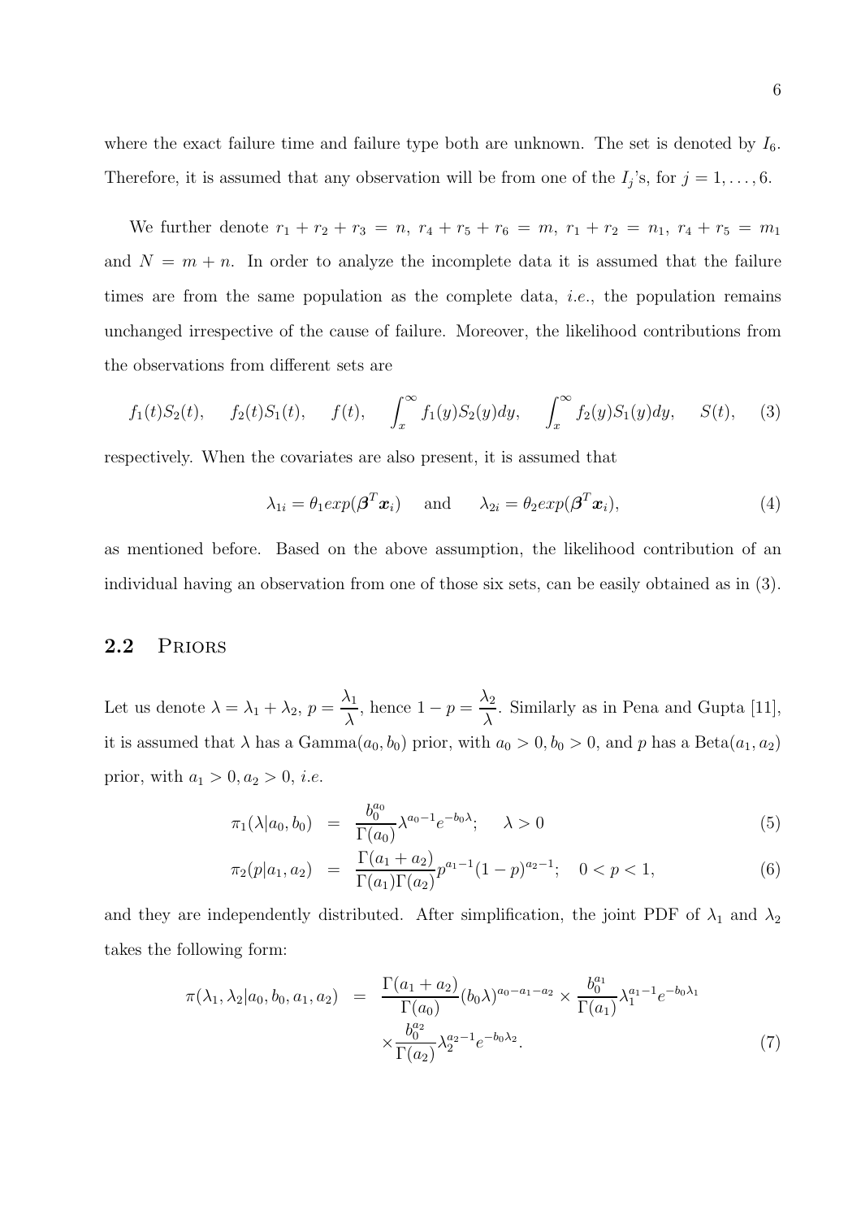where the exact failure time and failure type both are unknown. The set is denoted by $I_6$. Therefore, it is assumed that any observation will be from one of the $I_j$'s, for $j = 1, \ldots, 6$.

We further denote $r_1 + r_2 + r_3 = n$, $r_4 + r_5 + r_6 = m$, $r_1 + r_2 = n_1$, $r_4 + r_5 = m_1$ and $N = m + n$. In order to analyze the incomplete data it is assumed that the failure times are from the same population as the complete data, *i.e.*, the population remains unchanged irrespective of the cause of failure. Moreover, the likelihood contributions from the observations from different sets are

$$f_1(t)S_2(t), \quad f_2(t)S_1(t), \quad f(t), \quad \int_x^\infty f_1(y)S_2(y)dy, \quad \int_x^\infty f_2(y)S_1(y)dy, \quad S(t), \tag{3}$$

respectively. When the covariates are also present, it is assumed that

$$\lambda_{1i} = \theta_1 exp(\boldsymbol{\beta}^T \boldsymbol{x}_i) \quad \text{and} \quad \lambda_{2i} = \theta_2 exp(\boldsymbol{\beta}^T \boldsymbol{x}_i), \tag{4}$$

as mentioned before. Based on the above assumption, the likelihood contribution of an individual having an observation from one of those six sets, can be easily obtained as in (3).

## 2.2 Priors

Let us denote $\lambda = \lambda_1 + \lambda_2$, $p = \dfrac{\lambda_1}{\lambda}$, hence $1 - p = \dfrac{\lambda_2}{\lambda}$. Similarly as in Pena and Gupta [11], it is assumed that $\lambda$ has a Gamma$(a_0, b_0)$ prior, with $a_0 > 0, b_0 > 0$, and $p$ has a Beta$(a_1, a_2)$ prior, with $a_1 > 0, a_2 > 0$, *i.e.*

$$\pi_1(\lambda|a_0, b_0) = \frac{b_0^{a_0}}{\Gamma(a_0)} \lambda^{a_0-1} e^{-b_0\lambda}; \quad \lambda > 0 \tag{5}$$

$$\pi_2(p|a_1, a_2) = \frac{\Gamma(a_1 + a_2)}{\Gamma(a_1)\Gamma(a_2)} p^{a_1-1}(1-p)^{a_2-1}; \quad 0 < p < 1, \tag{6}$$

and they are independently distributed. After simplification, the joint PDF of $\lambda_1$ and $\lambda_2$ takes the following form:

$$\pi(\lambda_1, \lambda_2|a_0, b_0, a_1, a_2) = \frac{\Gamma(a_1 + a_2)}{\Gamma(a_0)} (b_0\lambda)^{a_0-a_1-a_2} \times \frac{b_0^{a_1}}{\Gamma(a_1)} \lambda_1^{a_1-1} e^{-b_0\lambda_1} \times \frac{b_0^{a_2}}{\Gamma(a_2)} \lambda_2^{a_2-1} e^{-b_0\lambda_2}. \tag{7}$$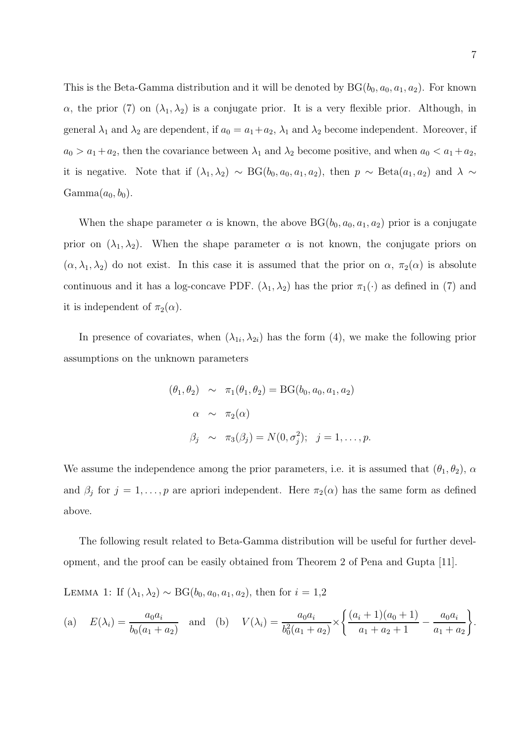This is the Beta-Gamma distribution and it will be denoted by $\text{BG}(b_0, a_0, a_1, a_2)$. For known $\alpha$, the prior (7) on $(\lambda_1, \lambda_2)$ is a conjugate prior. It is a very flexible prior. Although, in general $\lambda_1$ and $\lambda_2$ are dependent, if $a_0 = a_1 + a_2$, $\lambda_1$ and $\lambda_2$ become independent. Moreover, if $a_0 > a_1 + a_2$, then the covariance between $\lambda_1$ and $\lambda_2$ become positive, and when $a_0 < a_1 + a_2$, it is negative. Note that if $(\lambda_1, \lambda_2) \sim \text{BG}(b_0, a_0, a_1, a_2)$, then $p \sim \text{Beta}(a_1, a_2)$ and $\lambda \sim \text{Gamma}(a_0, b_0)$.

When the shape parameter $\alpha$ is known, the above $\text{BG}(b_0, a_0, a_1, a_2)$ prior is a conjugate prior on $(\lambda_1, \lambda_2)$. When the shape parameter $\alpha$ is not known, the conjugate priors on $(\alpha, \lambda_1, \lambda_2)$ do not exist. In this case it is assumed that the prior on $\alpha$, $\pi_2(\alpha)$ is absolute continuous and it has a log-concave PDF. $(\lambda_1, \lambda_2)$ has the prior $\pi_1(\cdot)$ as defined in (7) and it is independent of $\pi_2(\alpha)$.

In presence of covariates, when $(\lambda_{1i}, \lambda_{2i})$ has the form (4), we make the following prior assumptions on the unknown parameters

$$
\begin{aligned}
(\theta_1, \theta_2) &\sim \pi_1(\theta_1, \theta_2) = \text{BG}(b_0, a_0, a_1, a_2) \\
\alpha &\sim \pi_2(\alpha) \\
\beta_j &\sim \pi_3(\beta_j) = N(0, \sigma_j^2); \quad j = 1, \ldots, p.
\end{aligned}
$$

We assume the independence among the prior parameters, i.e. it is assumed that $(\theta_1, \theta_2)$, $\alpha$ and $\beta_j$ for $j = 1, \ldots, p$ are apriori independent. Here $\pi_2(\alpha)$ has the same form as defined above.

The following result related to Beta-Gamma distribution will be useful for further development, and the proof can be easily obtained from Theorem 2 of Pena and Gupta [11].

Lemma 1: If $(\lambda_1, \lambda_2) \sim \text{BG}(b_0, a_0, a_1, a_2)$, then for $i = 1{,}2$

$$
\text{(a)} \quad E(\lambda_i) = \frac{a_0 a_i}{b_0(a_1 + a_2)} \quad \text{and} \quad \text{(b)} \quad V(\lambda_i) = \frac{a_0 a_i}{b_0^2(a_1 + a_2)} \times \left\{ \frac{(a_i + 1)(a_0 + 1)}{a_1 + a_2 + 1} - \frac{a_0 a_i}{a_1 + a_2} \right\}.
$$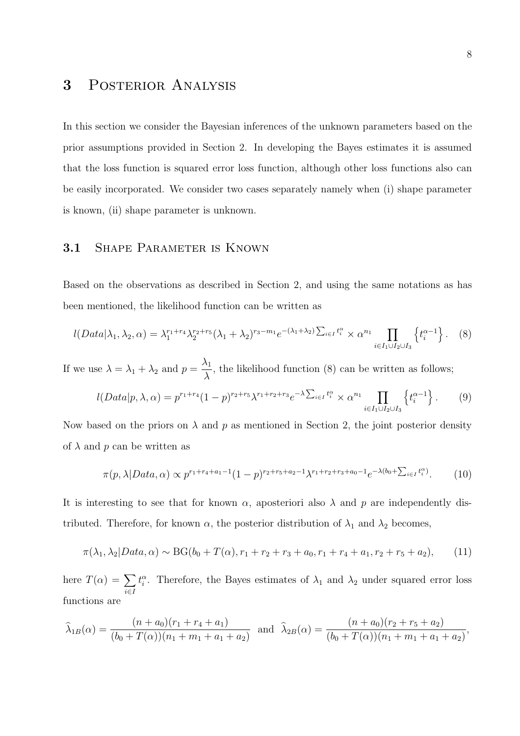# 3 Posterior Analysis

In this section we consider the Bayesian inferences of the unknown parameters based on the prior assumptions provided in Section 2. In developing the Bayes estimates it is assumed that the loss function is squared error loss function, although other loss functions also can be easily incorporated. We consider two cases separately namely when (i) shape parameter is known, (ii) shape parameter is unknown.

## 3.1 Shape Parameter is Known

Based on the observations as described in Section 2, and using the same notations as has been mentioned, the likelihood function can be written as

$$l(Data|\lambda_1, \lambda_2, \alpha) = \lambda_1^{r_1+r_4}\lambda_2^{r_2+r_5}(\lambda_1+\lambda_2)^{r_3-m_1}e^{-(\lambda_1+\lambda_2)\sum_{i\in I} t_i^{\alpha}} \times \alpha^{n_1} \prod_{i\in I_1\cup I_2\cup I_3} \left\{t_i^{\alpha-1}\right\}. \quad (8)$$

If we use $\lambda = \lambda_1 + \lambda_2$ and $p = \dfrac{\lambda_1}{\lambda}$, the likelihood function (8) can be written as follows;

$$l(Data|p, \lambda, \alpha) = p^{r_1+r_4}(1-p)^{r_2+r_5}\lambda^{r_1+r_2+r_3}e^{-\lambda\sum_{i\in I} t_i^{\alpha}} \times \alpha^{n_1} \prod_{i\in I_1\cup I_2\cup I_3} \left\{t_i^{\alpha-1}\right\}. \quad (9)$$

Now based on the priors on $\lambda$ and $p$ as mentioned in Section 2, the joint posterior density of $\lambda$ and $p$ can be written as

$$\pi(p, \lambda|Data, \alpha) \propto p^{r_1+r_4+a_1-1}(1-p)^{r_2+r_5+a_2-1}\lambda^{r_1+r_2+r_3+a_0-1}e^{-\lambda(b_0+\sum_{i\in I} t_i^{\alpha})}. \quad (10)$$

It is interesting to see that for known $\alpha$, aposteriori also $\lambda$ and $p$ are independently distributed. Therefore, for known $\alpha$, the posterior distribution of $\lambda_1$ and $\lambda_2$ becomes,

$$\pi(\lambda_1, \lambda_2|Data, \alpha) \sim \text{BG}(b_0 + T(\alpha), r_1+r_2+r_3+a_0, r_1+r_4+a_1, r_2+r_5+a_2), \quad (11)$$

here $T(\alpha) = \sum_{i\in I} t_i^{\alpha}$. Therefore, the Bayes estimates of $\lambda_1$ and $\lambda_2$ under squared error loss functions are

$$\widehat{\lambda}_{1B}(\alpha) = \frac{(n+a_0)(r_1+r_4+a_1)}{(b_0+T(\alpha))(n_1+m_1+a_1+a_2)} \text{ and } \widehat{\lambda}_{2B}(\alpha) = \frac{(n+a_0)(r_2+r_5+a_2)}{(b_0+T(\alpha))(n_1+m_1+a_1+a_2)},$$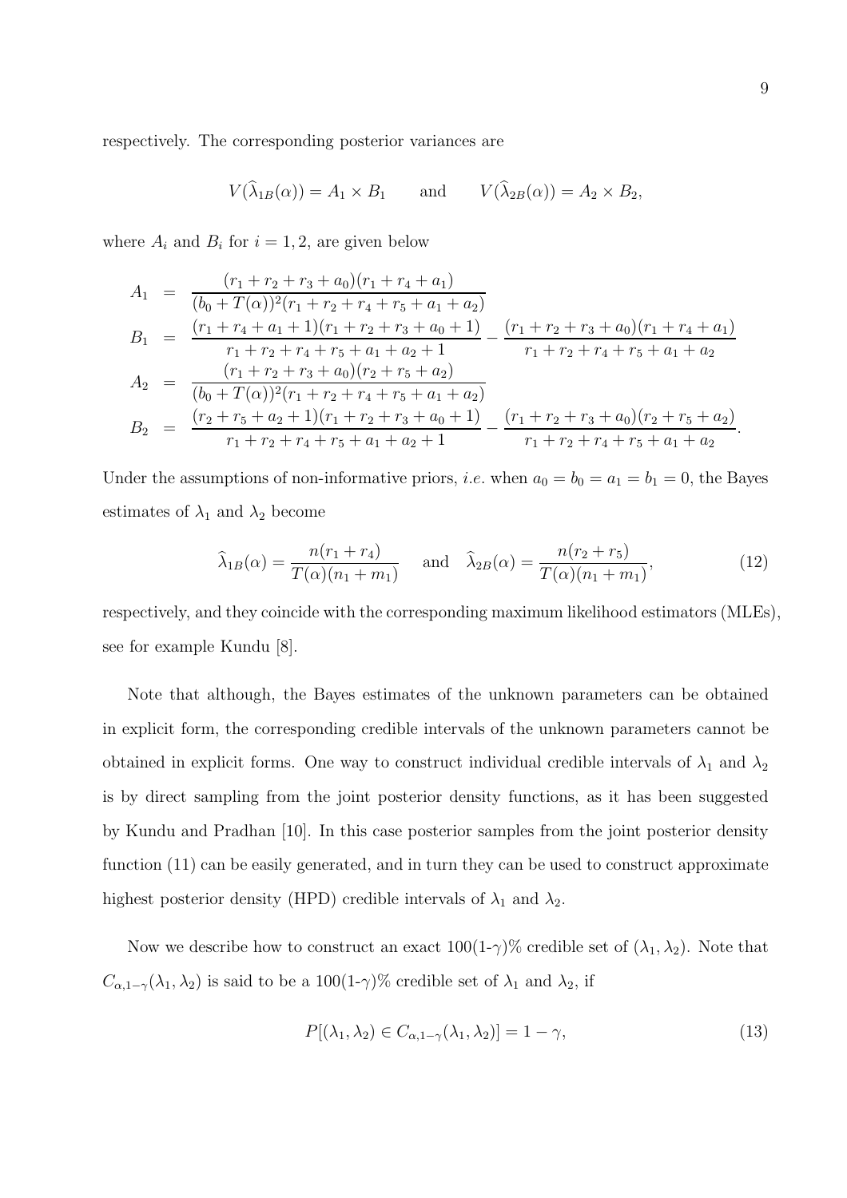respectively. The corresponding posterior variances are

$$V(\widehat{\lambda}_{1B}(\alpha)) = A_1 \times B_1 \qquad \text{and} \qquad V(\widehat{\lambda}_{2B}(\alpha)) = A_2 \times B_2,$$

where $A_i$ and $B_i$ for $i = 1, 2$, are given below

$$\begin{aligned}
A_1 &= \frac{(r_1 + r_2 + r_3 + a_0)(r_1 + r_4 + a_1)}{(b_0 + T(\alpha))^2 (r_1 + r_2 + r_4 + r_5 + a_1 + a_2)} \\
B_1 &= \frac{(r_1 + r_4 + a_1 + 1)(r_1 + r_2 + r_3 + a_0 + 1)}{r_1 + r_2 + r_4 + r_5 + a_1 + a_2 + 1} - \frac{(r_1 + r_2 + r_3 + a_0)(r_1 + r_4 + a_1)}{r_1 + r_2 + r_4 + r_5 + a_1 + a_2} \\
A_2 &= \frac{(r_1 + r_2 + r_3 + a_0)(r_2 + r_5 + a_2)}{(b_0 + T(\alpha))^2 (r_1 + r_2 + r_4 + r_5 + a_1 + a_2)} \\
B_2 &= \frac{(r_2 + r_5 + a_2 + 1)(r_1 + r_2 + r_3 + a_0 + 1)}{r_1 + r_2 + r_4 + r_5 + a_1 + a_2 + 1} - \frac{(r_1 + r_2 + r_3 + a_0)(r_2 + r_5 + a_2)}{r_1 + r_2 + r_4 + r_5 + a_1 + a_2}.
\end{aligned}$$

Under the assumptions of non-informative priors, *i.e.* when $a_0 = b_0 = a_1 = b_1 = 0$, the Bayes estimates of $\lambda_1$ and $\lambda_2$ become

$$\widehat{\lambda}_{1B}(\alpha) = \frac{n(r_1 + r_4)}{T(\alpha)(n_1 + m_1)} \quad \text{and} \quad \widehat{\lambda}_{2B}(\alpha) = \frac{n(r_2 + r_5)}{T(\alpha)(n_1 + m_1)}, \tag{12}$$

respectively, and they coincide with the corresponding maximum likelihood estimators (MLEs), see for example Kundu [8].

Note that although, the Bayes estimates of the unknown parameters can be obtained in explicit form, the corresponding credible intervals of the unknown parameters cannot be obtained in explicit forms. One way to construct individual credible intervals of $\lambda_1$ and $\lambda_2$ is by direct sampling from the joint posterior density functions, as it has been suggested by Kundu and Pradhan [10]. In this case posterior samples from the joint posterior density function (11) can be easily generated, and in turn they can be used to construct approximate highest posterior density (HPD) credible intervals of $\lambda_1$ and $\lambda_2$.

Now we describe how to construct an exact $100(1\text{-}\gamma)\%$ credible set of $(\lambda_1, \lambda_2)$. Note that $C_{\alpha,1-\gamma}(\lambda_1, \lambda_2)$ is said to be a $100(1\text{-}\gamma)\%$ credible set of $\lambda_1$ and $\lambda_2$, if

$$P[(\lambda_1, \lambda_2) \in C_{\alpha,1-\gamma}(\lambda_1, \lambda_2)] = 1 - \gamma, \tag{13}$$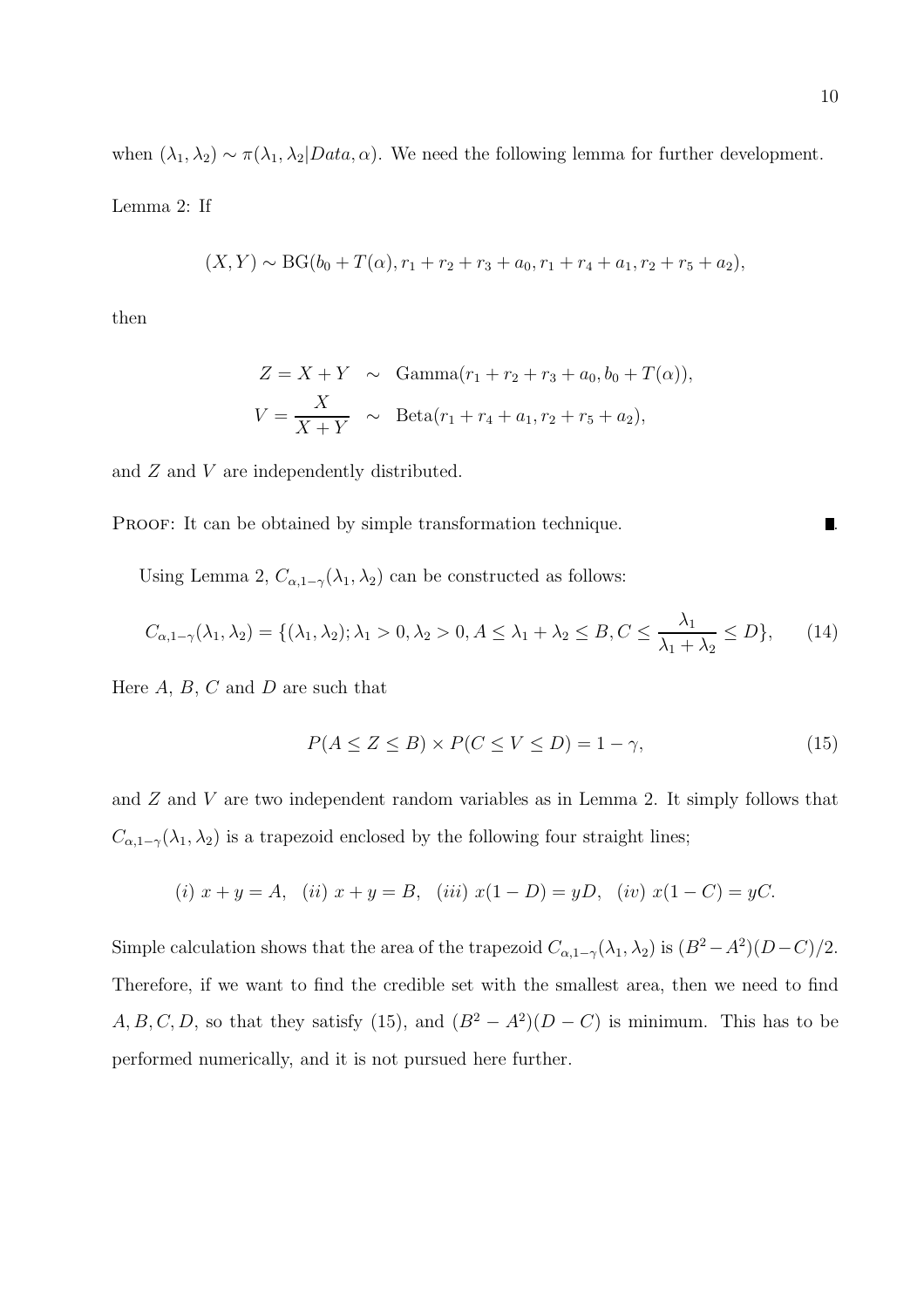when $(\lambda_1, \lambda_2) \sim \pi(\lambda_1, \lambda_2 | Data, \alpha)$. We need the following lemma for further development.

Lemma 2: If

$$(X, Y) \sim \text{BG}(b_0 + T(\alpha), r_1 + r_2 + r_3 + a_0, r_1 + r_4 + a_1, r_2 + r_5 + a_2),$$

then

$$\begin{aligned}
Z = X + Y &\sim \text{Gamma}(r_1 + r_2 + r_3 + a_0, b_0 + T(\alpha)), \\
V = \frac{X}{X + Y} &\sim \text{Beta}(r_1 + r_4 + a_1, r_2 + r_5 + a_2),
\end{aligned}$$

and $Z$ and $V$ are independently distributed.

Proof: It can be obtained by simple transformation technique. ∎.

Using Lemma 2, $C_{\alpha,1-\gamma}(\lambda_1, \lambda_2)$ can be constructed as follows:

$$C_{\alpha,1-\gamma}(\lambda_1, \lambda_2) = \{(\lambda_1, \lambda_2); \lambda_1 > 0, \lambda_2 > 0, A \leq \lambda_1 + \lambda_2 \leq B, C \leq \frac{\lambda_1}{\lambda_1 + \lambda_2} \leq D\}, \tag{14}$$

Here $A$, $B$, $C$ and $D$ are such that

$$P(A \leq Z \leq B) \times P(C \leq V \leq D) = 1 - \gamma, \tag{15}$$

and $Z$ and $V$ are two independent random variables as in Lemma 2. It simply follows that $C_{\alpha,1-\gamma}(\lambda_1, \lambda_2)$ is a trapezoid enclosed by the following four straight lines;

$$(i)\ x + y = A, \quad (ii)\ x + y = B, \quad (iii)\ x(1 - D) = yD, \quad (iv)\ x(1 - C) = yC.$$

Simple calculation shows that the area of the trapezoid $C_{\alpha,1-\gamma}(\lambda_1, \lambda_2)$ is $(B^2 - A^2)(D - C)/2$. Therefore, if we want to find the credible set with the smallest area, then we need to find $A, B, C, D$, so that they satisfy (15), and $(B^2 - A^2)(D - C)$ is minimum. This has to be performed numerically, and it is not pursued here further.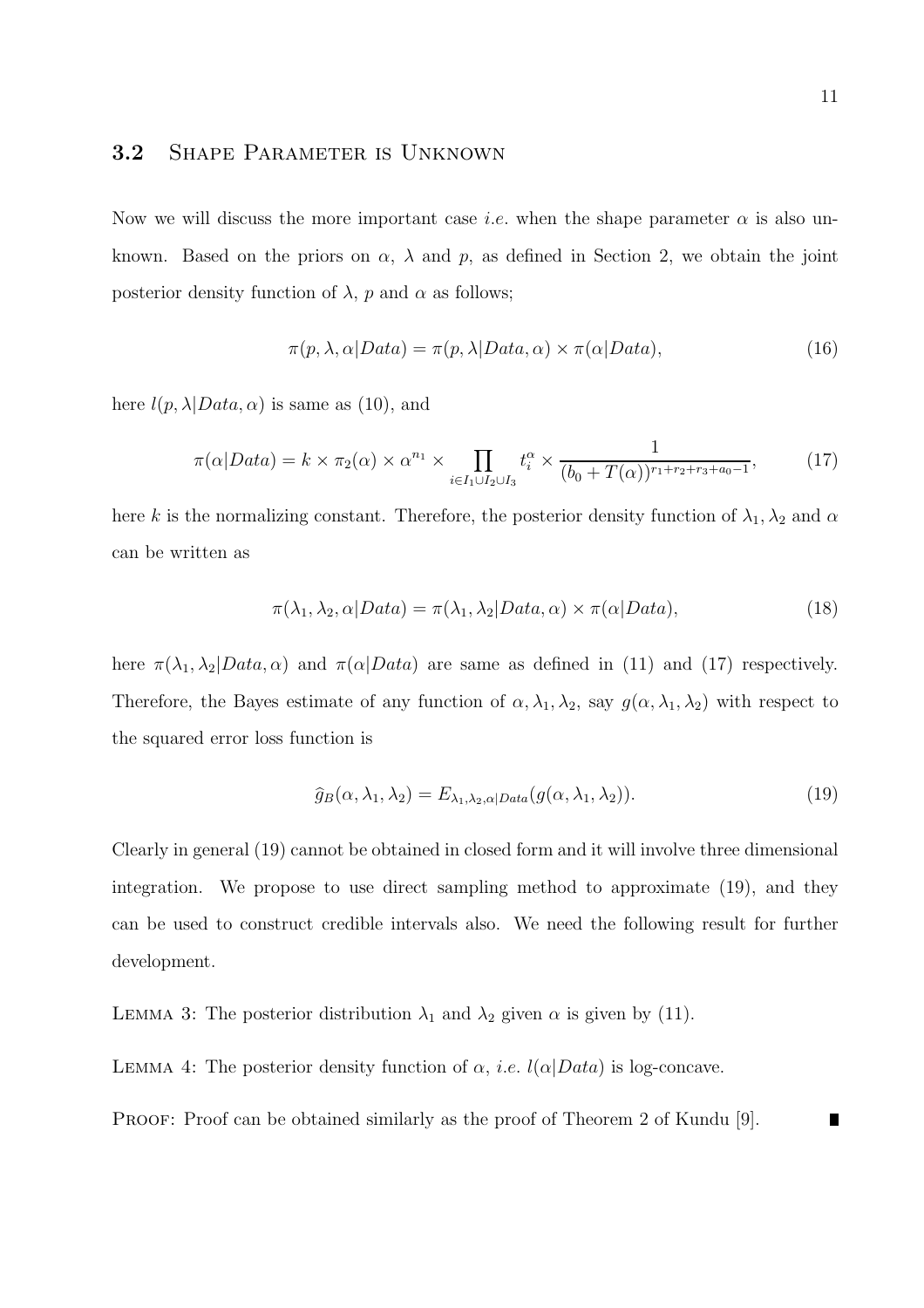### 3.2 Shape Parameter is Unknown

Now we will discuss the more important case *i.e.* when the shape parameter $\alpha$ is also unknown. Based on the priors on $\alpha$, $\lambda$ and $p$, as defined in Section 2, we obtain the joint posterior density function of $\lambda$, $p$ and $\alpha$ as follows;

$$\pi(p, \lambda, \alpha | Data) = \pi(p, \lambda | Data, \alpha) \times \pi(\alpha | Data), \tag{16}$$

here $l(p, \lambda | Data, \alpha)$ is same as (10), and

$$\pi(\alpha | Data) = k \times \pi_2(\alpha) \times \alpha^{n_1} \times \prod_{i \in I_1 \cup I_2 \cup I_3} t_i^{\alpha} \times \frac{1}{(b_0 + T(\alpha))^{r_1 + r_2 + r_3 + a_0 - 1}}, \tag{17}$$

here $k$ is the normalizing constant. Therefore, the posterior density function of $\lambda_1, \lambda_2$ and $\alpha$ can be written as

$$\pi(\lambda_1, \lambda_2, \alpha | Data) = \pi(\lambda_1, \lambda_2 | Data, \alpha) \times \pi(\alpha | Data), \tag{18}$$

here $\pi(\lambda_1, \lambda_2 | Data, \alpha)$ and $\pi(\alpha | Data)$ are same as defined in (11) and (17) respectively. Therefore, the Bayes estimate of any function of $\alpha, \lambda_1, \lambda_2$, say $g(\alpha, \lambda_1, \lambda_2)$ with respect to the squared error loss function is

$$\widehat{g}_B(\alpha, \lambda_1, \lambda_2) = E_{\lambda_1, \lambda_2, \alpha | Data}(g(\alpha, \lambda_1, \lambda_2)). \tag{19}$$

Clearly in general (19) cannot be obtained in closed form and it will involve three dimensional integration. We propose to use direct sampling method to approximate (19), and they can be used to construct credible intervals also. We need the following result for further development.

Lemma 3: The posterior distribution $\lambda_1$ and $\lambda_2$ given $\alpha$ is given by (11).

Lemma 4: The posterior density function of $\alpha$, *i.e.* $l(\alpha | Data)$ is log-concave.

Proof: Proof can be obtained similarly as the proof of Theorem 2 of Kundu [9]. ∎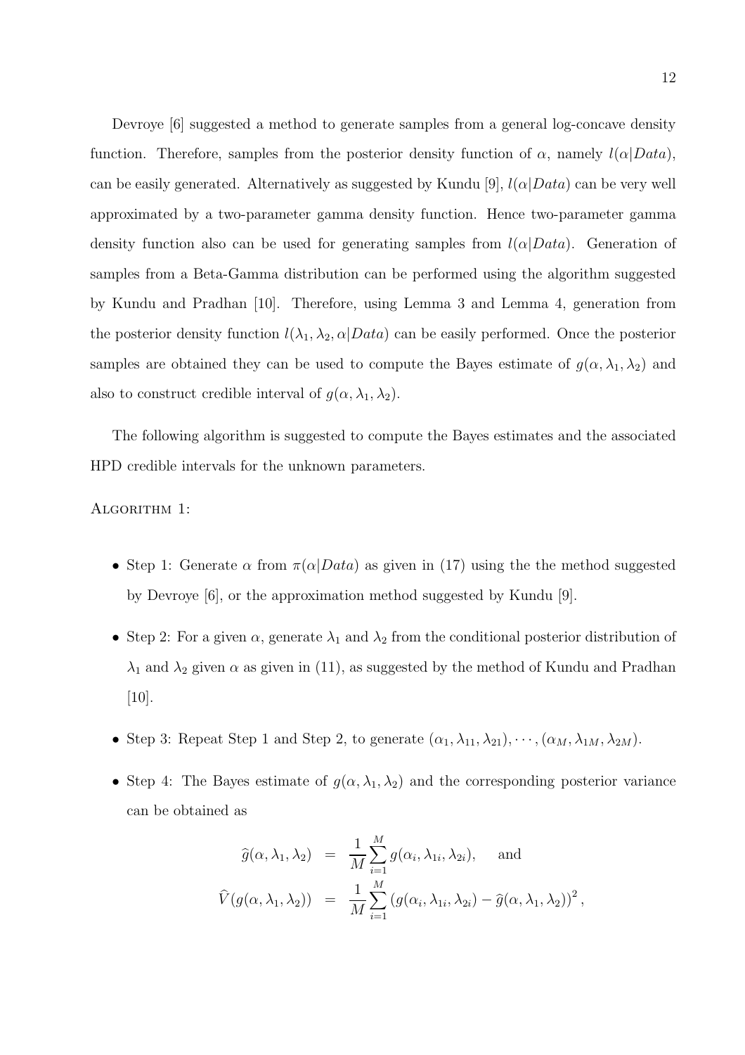Devroye [6] suggested a method to generate samples from a general log-concave density function. Therefore, samples from the posterior density function of $\alpha$, namely $l(\alpha|Data)$, can be easily generated. Alternatively as suggested by Kundu [9], $l(\alpha|Data)$ can be very well approximated by a two-parameter gamma density function. Hence two-parameter gamma density function also can be used for generating samples from $l(\alpha|Data)$. Generation of samples from a Beta-Gamma distribution can be performed using the algorithm suggested by Kundu and Pradhan [10]. Therefore, using Lemma 3 and Lemma 4, generation from the posterior density function $l(\lambda_1, \lambda_2, \alpha|Data)$ can be easily performed. Once the posterior samples are obtained they can be used to compute the Bayes estimate of $g(\alpha, \lambda_1, \lambda_2)$ and also to construct credible interval of $g(\alpha, \lambda_1, \lambda_2)$.

The following algorithm is suggested to compute the Bayes estimates and the associated HPD credible intervals for the unknown parameters.

ALGORITHM 1:

- Step 1: Generate $\alpha$ from $\pi(\alpha|Data)$ as given in (17) using the the method suggested by Devroye [6], or the approximation method suggested by Kundu [9].
- Step 2: For a given $\alpha$, generate $\lambda_1$ and $\lambda_2$ from the conditional posterior distribution of $\lambda_1$ and $\lambda_2$ given $\alpha$ as given in (11), as suggested by the method of Kundu and Pradhan [10].
- Step 3: Repeat Step 1 and Step 2, to generate $(\alpha_1, \lambda_{11}, \lambda_{21}), \cdots, (\alpha_M, \lambda_{1M}, \lambda_{2M})$.
- Step 4: The Bayes estimate of $g(\alpha, \lambda_1, \lambda_2)$ and the corresponding posterior variance can be obtained as

$$
\begin{aligned}
\widehat{g}(\alpha, \lambda_1, \lambda_2) &= \frac{1}{M}\sum_{i=1}^{M} g(\alpha_i, \lambda_{1i}, \lambda_{2i}), \quad \text{and} \\
\widehat{V}(g(\alpha, \lambda_1, \lambda_2)) &= \frac{1}{M}\sum_{i=1}^{M} \left(g(\alpha_i, \lambda_{1i}, \lambda_{2i}) - \widehat{g}(\alpha, \lambda_1, \lambda_2)\right)^2,
\end{aligned}
$$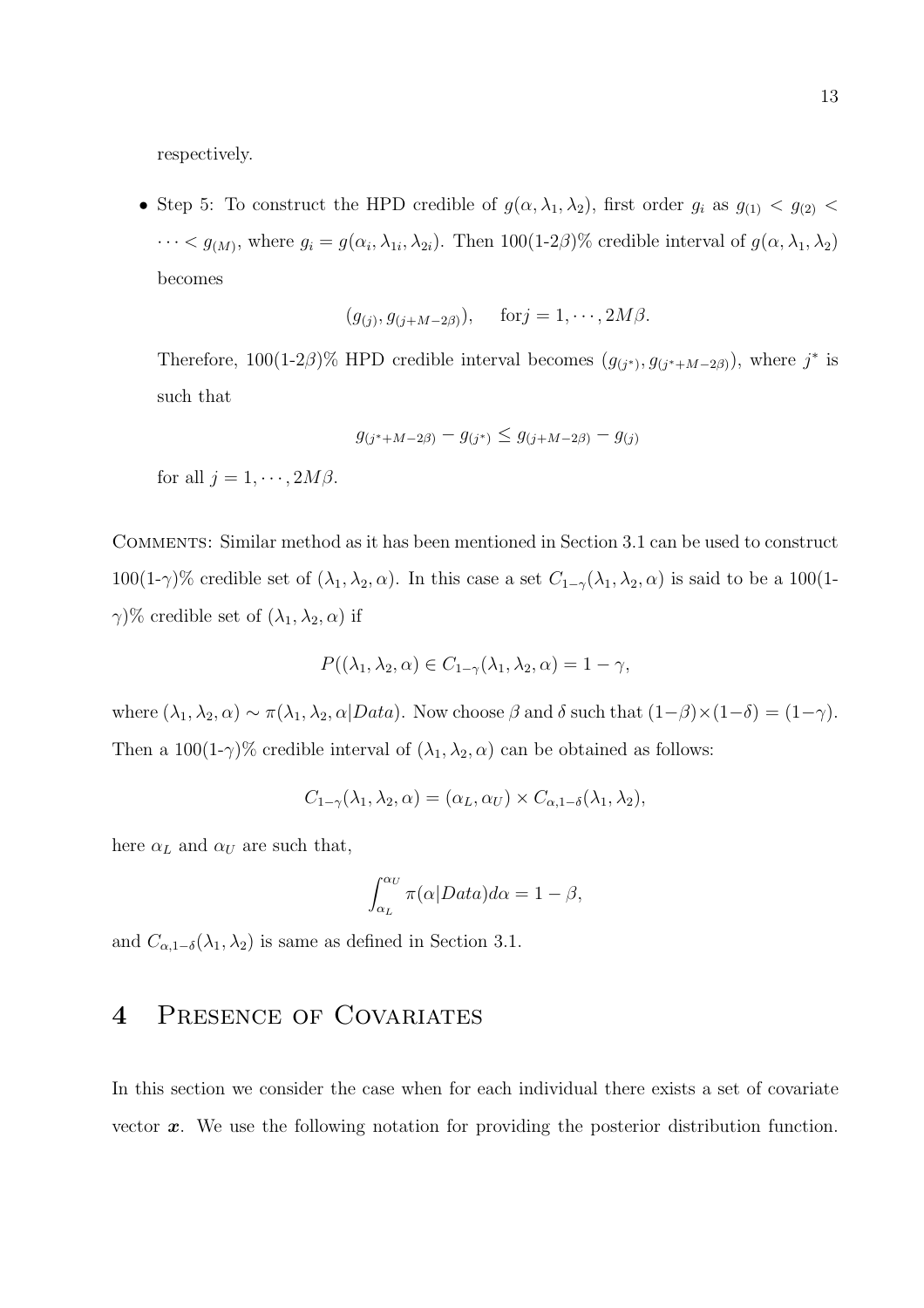respectively.

- Step 5: To construct the HPD credible of $g(\alpha, \lambda_1, \lambda_2)$, first order $g_i$ as $g_{(1)} < g_{(2)} < \cdots < g_{(M)}$, where $g_i = g(\alpha_i, \lambda_{1i}, \lambda_{2i})$. Then 100(1-2$\beta$)% credible interval of $g(\alpha, \lambda_1, \lambda_2)$ becomes

$$(g_{(j)}, g_{(j+M-2\beta)}), \quad \text{for} j = 1, \cdots, 2M\beta.$$

Therefore, 100(1-2$\beta$)% HPD credible interval becomes $(g_{(j^*)}, g_{(j^*+M-2\beta)})$, where $j^*$ is such that

$$g_{(j^*+M-2\beta)} - g_{(j^*)} \leq g_{(j+M-2\beta)} - g_{(j)}$$

for all $j = 1, \cdots, 2M\beta$.

Comments: Similar method as it has been mentioned in Section 3.1 can be used to construct 100(1-$\gamma$)% credible set of $(\lambda_1, \lambda_2, \alpha)$. In this case a set $C_{1-\gamma}(\lambda_1, \lambda_2, \alpha)$ is said to be a 100(1-$\gamma$)% credible set of $(\lambda_1, \lambda_2, \alpha)$ if

$$P((\lambda_1, \lambda_2, \alpha) \in C_{1-\gamma}(\lambda_1, \lambda_2, \alpha) = 1 - \gamma,$$

where $(\lambda_1, \lambda_2, \alpha) \sim \pi(\lambda_1, \lambda_2, \alpha | Data)$. Now choose $\beta$ and $\delta$ such that $(1-\beta) \times (1-\delta) = (1-\gamma)$. Then a 100(1-$\gamma$)% credible interval of $(\lambda_1, \lambda_2, \alpha)$ can be obtained as follows:

$$C_{1-\gamma}(\lambda_1, \lambda_2, \alpha) = (\alpha_L, \alpha_U) \times C_{\alpha,1-\delta}(\lambda_1, \lambda_2),$$

here $\alpha_L$ and $\alpha_U$ are such that,

$$\int_{\alpha_L}^{\alpha_U} \pi(\alpha | Data) d\alpha = 1 - \beta,$$

and $C_{\alpha,1-\delta}(\lambda_1, \lambda_2)$ is same as defined in Section 3.1.

# 4 Presence of Covariates

In this section we consider the case when for each individual there exists a set of covariate vector $\boldsymbol{x}$. We use the following notation for providing the posterior distribution function.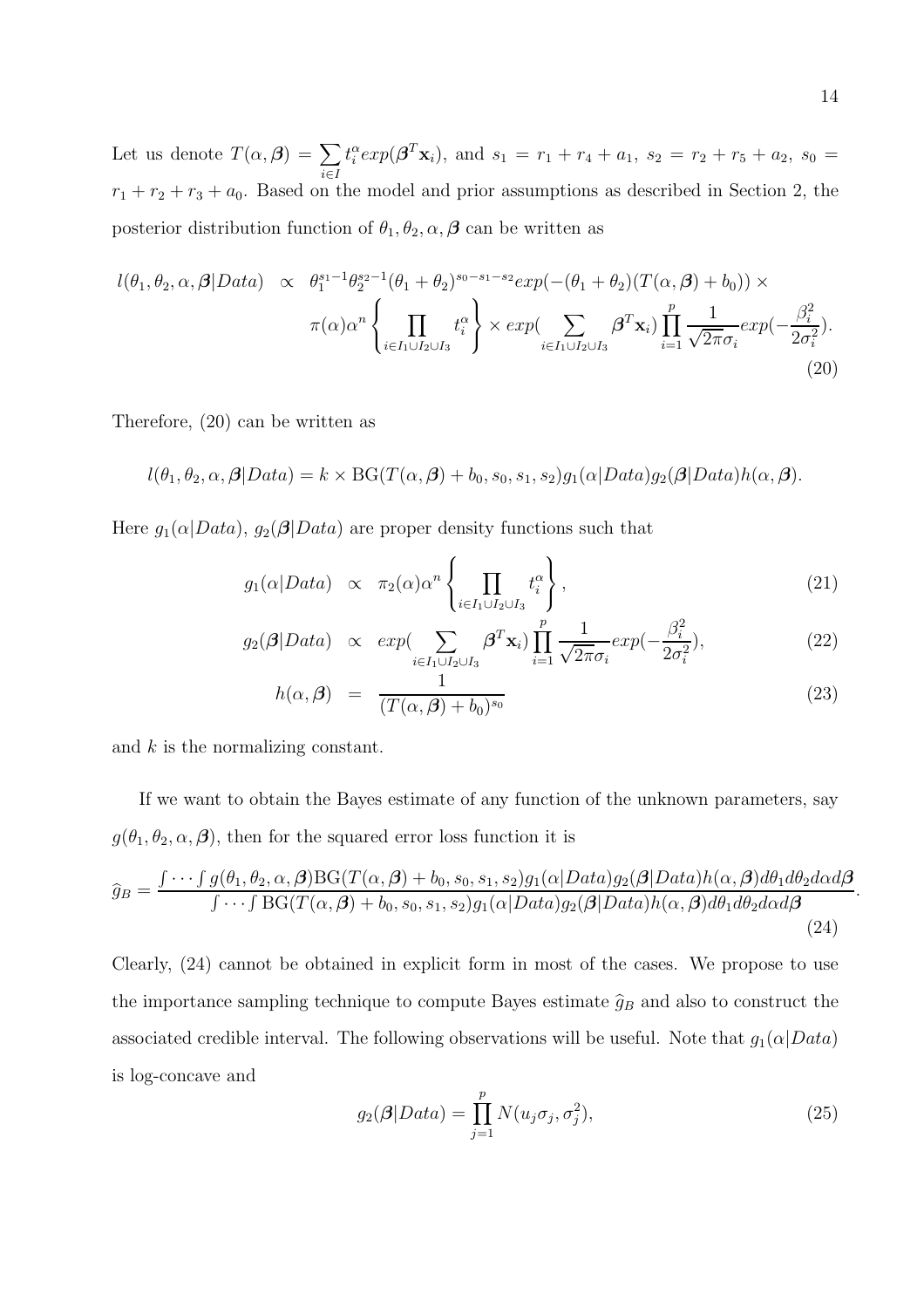Let us denote $T(\alpha, \boldsymbol{\beta}) = \sum_{i \in I} t_i^{\alpha} exp(\boldsymbol{\beta}^T \mathbf{x}_i)$, and $s_1 = r_1 + r_4 + a_1$, $s_2 = r_2 + r_5 + a_2$, $s_0 = r_1 + r_2 + r_3 + a_0$. Based on the model and prior assumptions as described in Section 2, the posterior distribution function of $\theta_1, \theta_2, \alpha, \boldsymbol{\beta}$ can be written as

$$
\begin{aligned}
l(\theta_1, \theta_2, \alpha, \boldsymbol{\beta} | Data) \;\; \propto \;\; & \theta_1^{s_1 - 1} \theta_2^{s_2 - 1} (\theta_1 + \theta_2)^{s_0 - s_1 - s_2} exp(-(\theta_1 + \theta_2)(T(\alpha, \boldsymbol{\beta}) + b_0)) \times \\
& \pi(\alpha) \alpha^n \left\{ \prod_{i \in I_1 \cup I_2 \cup I_3} t_i^{\alpha} \right\} \times exp\Big( \sum_{i \in I_1 \cup I_2 \cup I_3} \boldsymbol{\beta}^T \mathbf{x}_i \Big) \prod_{i=1}^{p} \frac{1}{\sqrt{2\pi}\sigma_i} exp\Big(-\frac{\beta_i^2}{2\sigma_i^2}\Big).
\end{aligned} \tag{20}
$$

Therefore, (20) can be written as

$$
l(\theta_1, \theta_2, \alpha, \boldsymbol{\beta} | Data) = k \times \mathrm{BG}(T(\alpha, \boldsymbol{\beta}) + b_0, s_0, s_1, s_2) g_1(\alpha | Data) g_2(\boldsymbol{\beta} | Data) h(\alpha, \boldsymbol{\beta}).
$$

Here $g_1(\alpha|Data)$, $g_2(\boldsymbol{\beta}|Data)$ are proper density functions such that

$$
g_1(\alpha | Data) \;\; \propto \;\; \pi_2(\alpha) \alpha^n \left\{ \prod_{i \in I_1 \cup I_2 \cup I_3} t_i^{\alpha} \right\}, \tag{21}
$$

$$
g_2(\boldsymbol{\beta} | Data) \;\; \propto \;\; exp\Big( \sum_{i \in I_1 \cup I_2 \cup I_3} \boldsymbol{\beta}^T \mathbf{x}_i \Big) \prod_{i=1}^{p} \frac{1}{\sqrt{2\pi}\sigma_i} exp\Big(-\frac{\beta_i^2}{2\sigma_i^2}\Big), \tag{22}
$$

$$
h(\alpha, \boldsymbol{\beta}) \;\; = \;\; \frac{1}{(T(\alpha, \boldsymbol{\beta}) + b_0)^{s_0}} \tag{23}
$$

and $k$ is the normalizing constant.

If we want to obtain the Bayes estimate of any function of the unknown parameters, say $g(\theta_1, \theta_2, \alpha, \boldsymbol{\beta})$, then for the squared error loss function it is

$$
\widehat{g}_B = \frac{\int \cdots \int g(\theta_1, \theta_2, \alpha, \boldsymbol{\beta}) \mathrm{BG}(T(\alpha, \boldsymbol{\beta}) + b_0, s_0, s_1, s_2) g_1(\alpha | Data) g_2(\boldsymbol{\beta} | Data) h(\alpha, \boldsymbol{\beta}) d\theta_1 d\theta_2 d\alpha d\boldsymbol{\beta}}{\int \cdots \int \mathrm{BG}(T(\alpha, \boldsymbol{\beta}) + b_0, s_0, s_1, s_2) g_1(\alpha | Data) g_2(\boldsymbol{\beta} | Data) h(\alpha, \boldsymbol{\beta}) d\theta_1 d\theta_2 d\alpha d\boldsymbol{\beta}}. \tag{24}
$$

Clearly, (24) cannot be obtained in explicit form in most of the cases. We propose to use the importance sampling technique to compute Bayes estimate $\widehat{g}_B$ and also to construct the associated credible interval. The following observations will be useful. Note that $g_1(\alpha|Data)$ is log-concave and

$$
g_2(\boldsymbol{\beta} | Data) = \prod_{j=1}^{p} N(u_j \sigma_j, \sigma_j^2), \tag{25}
$$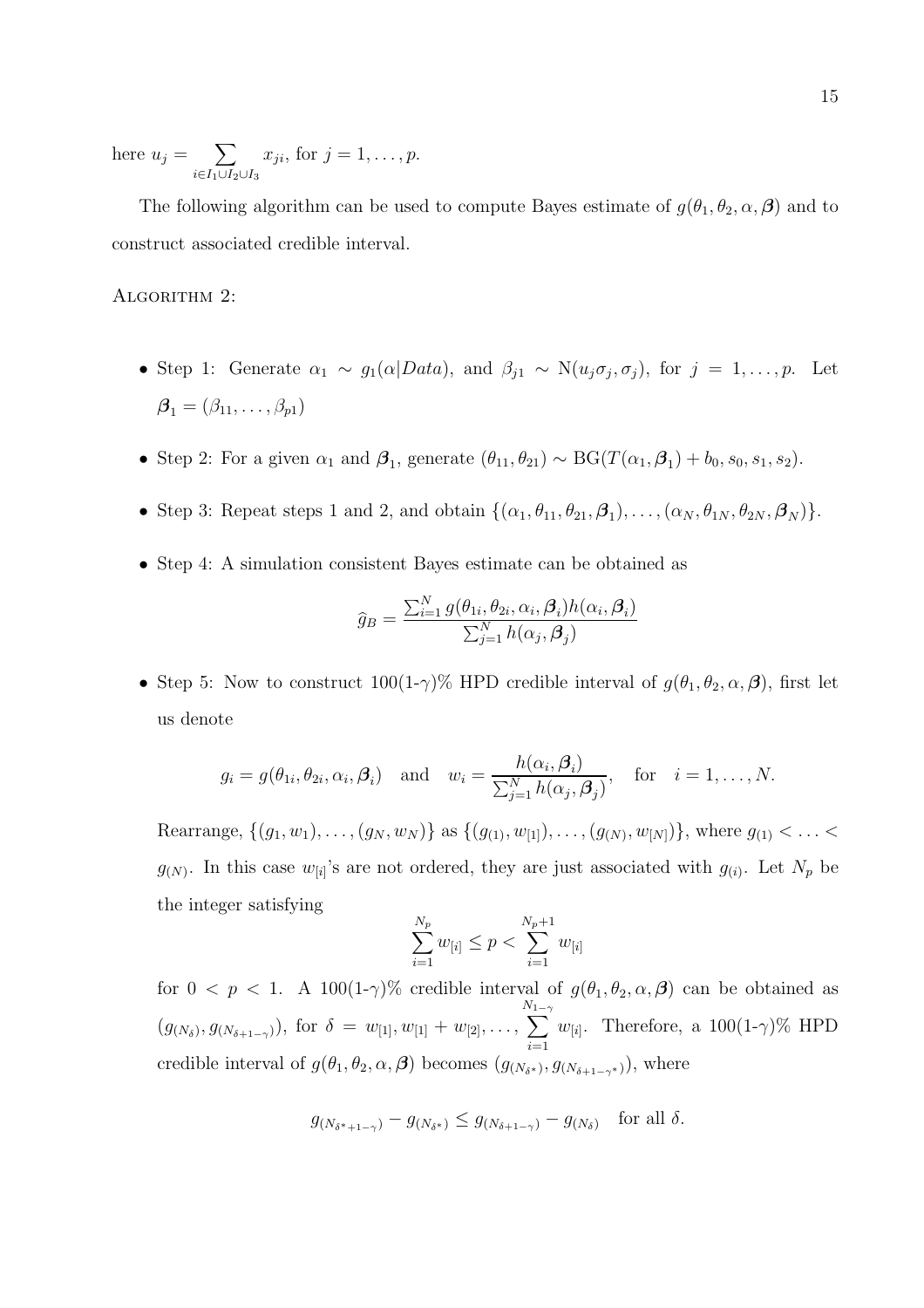here $u_j = \sum_{i \in I_1 \cup I_2 \cup I_3} x_{ji}$, for $j = 1, \ldots, p$.

The following algorithm can be used to compute Bayes estimate of $g(\theta_1, \theta_2, \alpha, \boldsymbol{\beta})$ and to construct associated credible interval.

Algorithm 2:

- Step 1: Generate $\alpha_1 \sim g_1(\alpha|Data)$, and $\beta_{j1} \sim \text{N}(u_j\sigma_j, \sigma_j)$, for $j = 1, \ldots, p$. Let $\boldsymbol{\beta}_1 = (\beta_{11}, \ldots, \beta_{p1})$
- Step 2: For a given $\alpha_1$ and $\boldsymbol{\beta}_1$, generate $(\theta_{11}, \theta_{21}) \sim \text{BG}(T(\alpha_1, \boldsymbol{\beta}_1) + b_0, s_0, s_1, s_2)$.
- Step 3: Repeat steps 1 and 2, and obtain $\{(\alpha_1, \theta_{11}, \theta_{21}, \boldsymbol{\beta}_1), \ldots, (\alpha_N, \theta_{1N}, \theta_{2N}, \boldsymbol{\beta}_N)\}$.
- Step 4: A simulation consistent Bayes estimate can be obtained as

$$\widehat{g}_B = \frac{\sum_{i=1}^{N} g(\theta_{1i}, \theta_{2i}, \alpha_i, \boldsymbol{\beta}_i) h(\alpha_i, \boldsymbol{\beta}_i)}{\sum_{j=1}^{N} h(\alpha_j, \boldsymbol{\beta}_j)}$$

- Step 5: Now to construct 100(1-$\gamma$)% HPD credible interval of $g(\theta_1, \theta_2, \alpha, \boldsymbol{\beta})$, first let us denote

$$g_i = g(\theta_{1i}, \theta_{2i}, \alpha_i, \boldsymbol{\beta}_i) \quad \text{and} \quad w_i = \frac{h(\alpha_i, \boldsymbol{\beta}_i)}{\sum_{j=1}^{N} h(\alpha_j, \boldsymbol{\beta}_j)}, \quad \text{for} \quad i = 1, \ldots, N.$$

  Rearrange, $\{(g_1, w_1), \ldots, (g_N, w_N)\}$ as $\{(g_{(1)}, w_{[1]}), \ldots, (g_{(N)}, w_{[N]})\}$, where $g_{(1)} < \ldots < g_{(N)}$. In this case $w_{[i]}$'s are not ordered, they are just associated with $g_{(i)}$. Let $N_p$ be the integer satisfying

$$\sum_{i=1}^{N_p} w_{[i]} \leq p < \sum_{i=1}^{N_p+1} w_{[i]}$$

  for $0 < p < 1$. A 100(1-$\gamma$)% credible interval of $g(\theta_1, \theta_2, \alpha, \boldsymbol{\beta})$ can be obtained as $(g_{(N_\delta)}, g_{(N_{\delta+1-\gamma})})$, for $\delta = w_{[1]}, w_{[1]} + w_{[2]}, \ldots, \sum_{i=1}^{N_{1-\gamma}} w_{[i]}$. Therefore, a 100(1-$\gamma$)% HPD credible interval of $g(\theta_1, \theta_2, \alpha, \boldsymbol{\beta})$ becomes $(g_{(N_{\delta^*})}, g_{(N_{\delta+1-\gamma^*})})$, where

$$g_{(N_{\delta^*+1-\gamma})} - g_{(N_{\delta^*})} \leq g_{(N_{\delta+1-\gamma})} - g_{(N_\delta)} \quad \text{for all } \delta.$$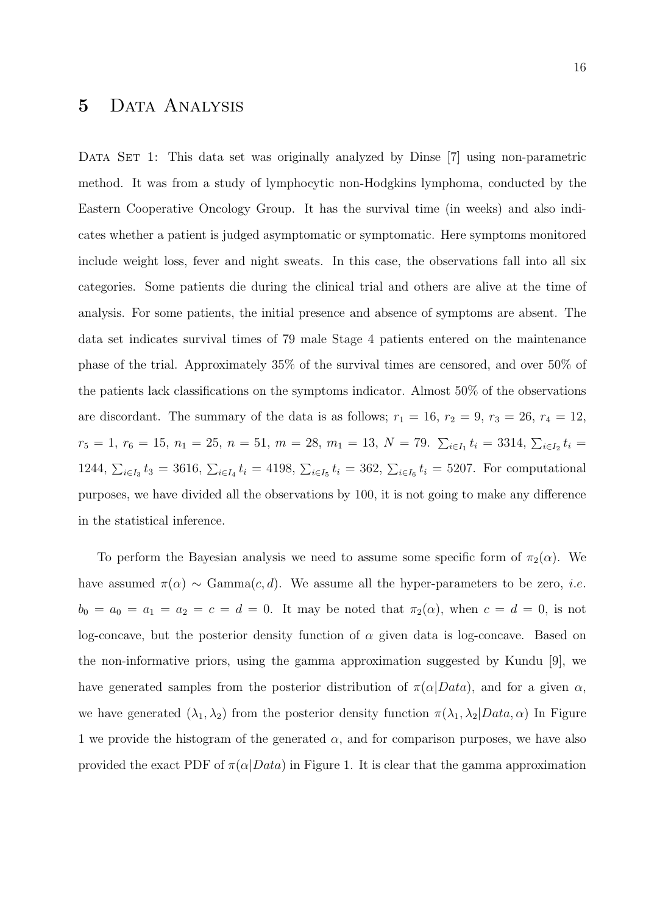# 5 Data Analysis

Data Set 1: This data set was originally analyzed by Dinse [7] using non-parametric method. It was from a study of lymphocytic non-Hodgkins lymphoma, conducted by the Eastern Cooperative Oncology Group. It has the survival time (in weeks) and also indicates whether a patient is judged asymptomatic or symptomatic. Here symptoms monitored include weight loss, fever and night sweats. In this case, the observations fall into all six categories. Some patients die during the clinical trial and others are alive at the time of analysis. For some patients, the initial presence and absence of symptoms are absent. The data set indicates survival times of 79 male Stage 4 patients entered on the maintenance phase of the trial. Approximately 35% of the survival times are censored, and over 50% of the patients lack classifications on the symptoms indicator. Almost 50% of the observations are discordant. The summary of the data is as follows; $r_1 = 16$, $r_2 = 9$, $r_3 = 26$, $r_4 = 12$, $r_5 = 1$, $r_6 = 15$, $n_1 = 25$, $n = 51$, $m = 28$, $m_1 = 13$, $N = 79$. $\sum_{i \in I_1} t_i = 3314$, $\sum_{i \in I_2} t_i = 1244$, $\sum_{i \in I_3} t_3 = 3616$, $\sum_{i \in I_4} t_i = 4198$, $\sum_{i \in I_5} t_i = 362$, $\sum_{i \in I_6} t_i = 5207$. For computational purposes, we have divided all the observations by 100, it is not going to make any difference in the statistical inference.

To perform the Bayesian analysis we need to assume some specific form of $\pi_2(\alpha)$. We have assumed $\pi(\alpha) \sim \text{Gamma}(c, d)$. We assume all the hyper-parameters to be zero, *i.e.* $b_0 = a_0 = a_1 = a_2 = c = d = 0$. It may be noted that $\pi_2(\alpha)$, when $c = d = 0$, is not log-concave, but the posterior density function of $\alpha$ given data is log-concave. Based on the non-informative priors, using the gamma approximation suggested by Kundu [9], we have generated samples from the posterior distribution of $\pi(\alpha|Data)$, and for a given $\alpha$, we have generated $(\lambda_1, \lambda_2)$ from the posterior density function $\pi(\lambda_1, \lambda_2|Data, \alpha)$ In Figure 1 we provide the histogram of the generated $\alpha$, and for comparison purposes, we have also provided the exact PDF of $\pi(\alpha|Data)$ in Figure 1. It is clear that the gamma approximation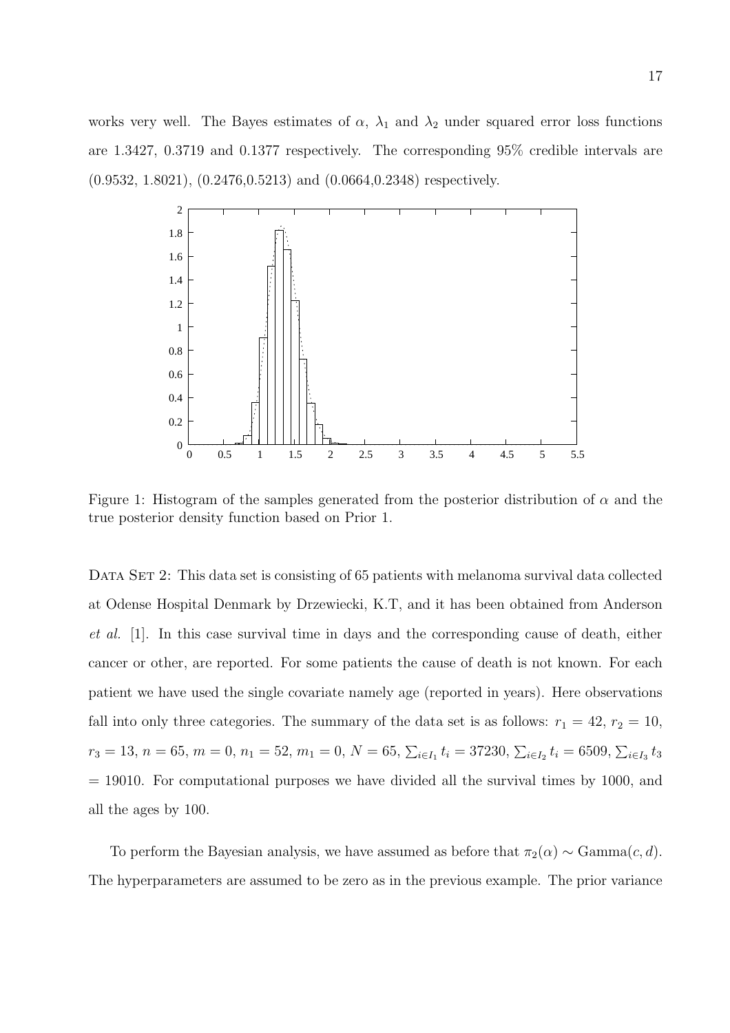works very well. The Bayes estimates of $\alpha$, $\lambda_1$ and $\lambda_2$ under squared error loss functions are 1.3427, 0.3719 and 0.1377 respectively. The corresponding 95% credible intervals are (0.9532, 1.8021), (0.2476,0.5213) and (0.0664,0.2348) respectively.

Figure 1: Histogram of the samples generated from the posterior distribution of $\alpha$ and the true posterior density function based on Prior 1.

DATA SET 2: This data set is consisting of 65 patients with melanoma survival data collected at Odense Hospital Denmark by Drzewiecki, K.T, and it has been obtained from Anderson *et al.* [1]. In this case survival time in days and the corresponding cause of death, either cancer or other, are reported. For some patients the cause of death is not known. For each patient we have used the single covariate namely age (reported in years). Here observations fall into only three categories. The summary of the data set is as follows: $r_1 = 42$, $r_2 = 10$, $r_3 = 13$, $n = 65$, $m = 0$, $n_1 = 52$, $m_1 = 0$, $N = 65$, $\sum_{i \in I_1} t_i = 37230$, $\sum_{i \in I_2} t_i = 6509$, $\sum_{i \in I_3} t_3$ $= 19010$. For computational purposes we have divided all the survival times by 1000, and all the ages by 100.

To perform the Bayesian analysis, we have assumed as before that $\pi_2(\alpha) \sim \text{Gamma}(c, d)$. The hyperparameters are assumed to be zero as in the previous example. The prior variance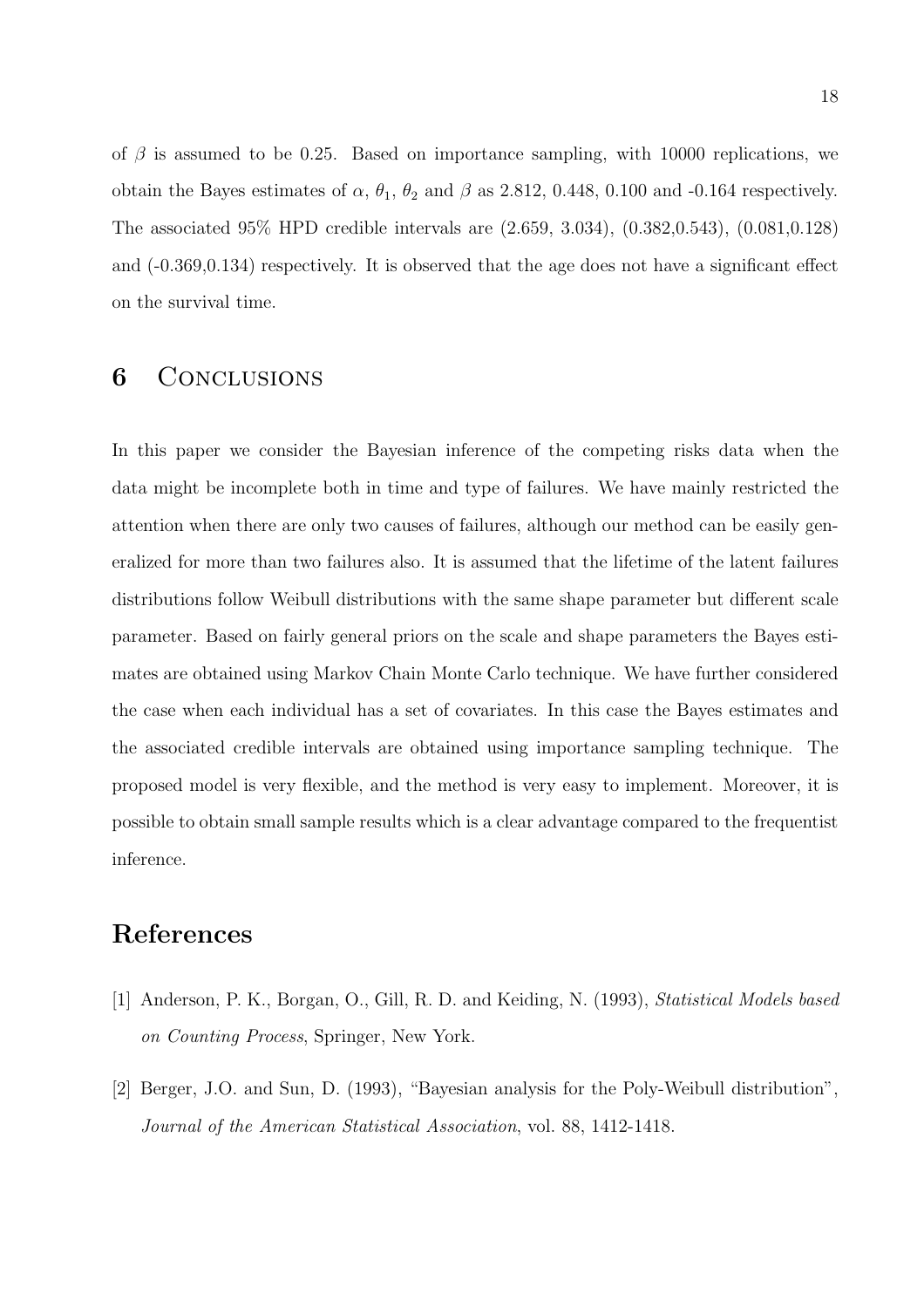of $\beta$ is assumed to be 0.25. Based on importance sampling, with 10000 replications, we obtain the Bayes estimates of $\alpha$, $\theta_1$, $\theta_2$ and $\beta$ as 2.812, 0.448, 0.100 and -0.164 respectively. The associated 95% HPD credible intervals are (2.659, 3.034), (0.382,0.543), (0.081,0.128) and (-0.369,0.134) respectively. It is observed that the age does not have a significant effect on the survival time.

## 6 Conclusions

In this paper we consider the Bayesian inference of the competing risks data when the data might be incomplete both in time and type of failures. We have mainly restricted the attention when there are only two causes of failures, although our method can be easily generalized for more than two failures also. It is assumed that the lifetime of the latent failures distributions follow Weibull distributions with the same shape parameter but different scale parameter. Based on fairly general priors on the scale and shape parameters the Bayes estimates are obtained using Markov Chain Monte Carlo technique. We have further considered the case when each individual has a set of covariates. In this case the Bayes estimates and the associated credible intervals are obtained using importance sampling technique. The proposed model is very flexible, and the method is very easy to implement. Moreover, it is possible to obtain small sample results which is a clear advantage compared to the frequentist inference.

## References

[1] Anderson, P. K., Borgan, O., Gill, R. D. and Keiding, N. (1993), *Statistical Models based on Counting Process*, Springer, New York.

[2] Berger, J.O. and Sun, D. (1993), "Bayesian analysis for the Poly-Weibull distribution", *Journal of the American Statistical Association*, vol. 88, 1412-1418.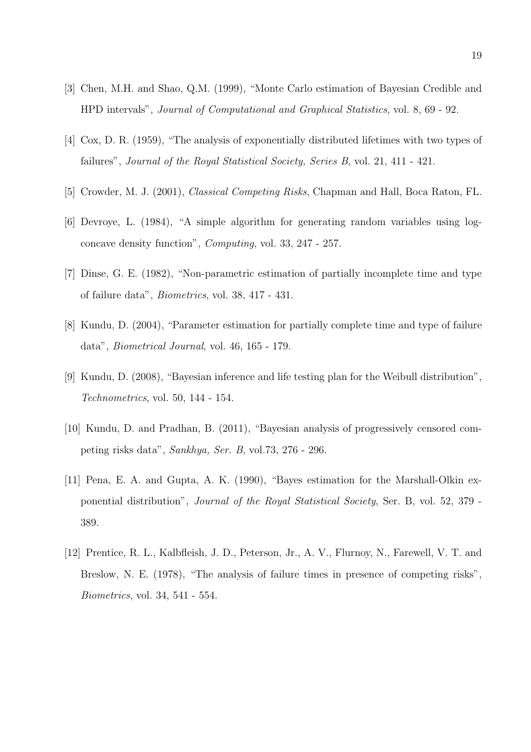[3] Chen, M.H. and Shao, Q.M. (1999), "Monte Carlo estimation of Bayesian Credible and HPD intervals", *Journal of Computational and Graphical Statistics*, vol. 8, 69 - 92.

[4] Cox, D. R. (1959), "The analysis of exponentially distributed lifetimes with two types of failures", *Journal of the Royal Statistical Society, Series B*, vol. 21, 411 - 421.

[5] Crowder, M. J. (2001), *Classical Competing Risks*, Chapman and Hall, Boca Raton, FL.

[6] Devroye, L. (1984), "A simple algorithm for generating random variables using log-concave density function", *Computing*, vol. 33, 247 - 257.

[7] Dinse, G. E. (1982), "Non-parametric estimation of partially incomplete time and type of failure data", *Biometrics*, vol. 38, 417 - 431.

[8] Kundu, D. (2004), "Parameter estimation for partially complete time and type of failure data", *Biometrical Journal*, vol. 46, 165 - 179.

[9] Kundu, D. (2008), "Bayesian inference and life testing plan for the Weibull distribution", *Technometrics*, vol. 50, 144 - 154.

[10] Kundu, D. and Pradhan, B. (2011), "Bayesian analysis of progressively censored competing risks data", *Sankhya, Ser. B*, vol.73, 276 - 296.

[11] Pena, E. A. and Gupta, A. K. (1990), "Bayes estimation for the Marshall-Olkin exponential distribution", *Journal of the Royal Statistical Society*, Ser. B, vol. 52, 379 - 389.

[12] Prentice, R. L., Kalbfleish, J. D., Peterson, Jr., A. V., Flurnoy, N., Farewell, V. T. and Breslow, N. E. (1978), "The analysis of failure times in presence of competing risks", *Biometrics*, vol. 34, 541 - 554.